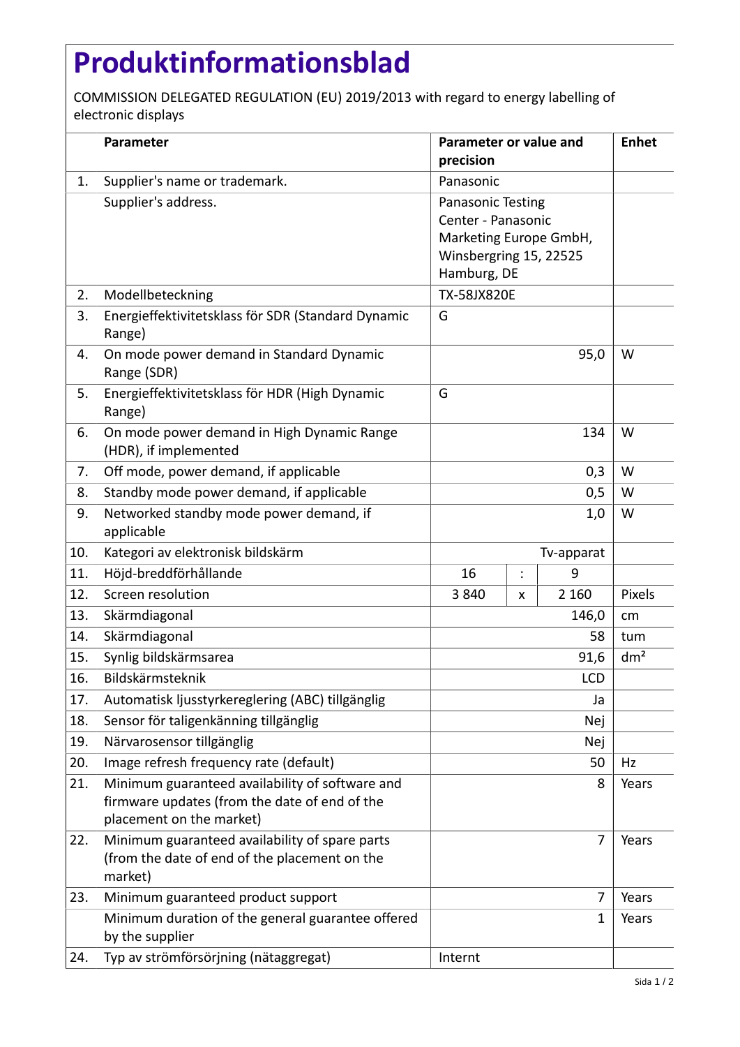# Produktinformationsblad

COMMISSION DELEGATED REGULATION (EU) 2019/2013 with regard to energy labelling of electronic displays

| | Parameter | Parameter or value and precision | | | Enhet |
|---|---|---|---|---|---|
| 1. | Supplier's name or trademark. | Panasonic | | | |
| | Supplier's address. | Panasonic Testing Center - Panasonic Marketing Europe GmbH, Winsbergring 15, 22525 Hamburg, DE | | | |
| 2. | Modellbeteckning | TX-58JX820E | | | |
| 3. | Energieffektivitetsklass för SDR (Standard Dynamic Range) | G | | | |
| 4. | On mode power demand in Standard Dynamic Range (SDR) | 95,0 | | | W |
| 5. | Energieffektivitetsklass för HDR (High Dynamic Range) | G | | | |
| 6. | On mode power demand in High Dynamic Range (HDR), if implemented | 134 | | | W |
| 7. | Off mode, power demand, if applicable | 0,3 | | | W |
| 8. | Standby mode power demand, if applicable | 0,5 | | | W |
| 9. | Networked standby mode power demand, if applicable | 1,0 | | | W |
| 10. | Kategori av elektronisk bildskärm | Tv-apparat | | | |
| 11. | Höjd-breddförhållande | 16 | : | 9 | |
| 12. | Screen resolution | 3 840 | x | 2 160 | Pixels |
| 13. | Skärmdiagonal | 146,0 | | | cm |
| 14. | Skärmdiagonal | 58 | | | tum |
| 15. | Synlig bildskärmsarea | 91,6 | | | dm² |
| 16. | Bildskärmsteknik | LCD | | | |
| 17. | Automatisk ljusstyrkereglering (ABC) tillgänglig | Ja | | | |
| 18. | Sensor för taligenkänning tillgänglig | Nej | | | |
| 19. | Närvarosensor tillgänglig | Nej | | | |
| 20. | Image refresh frequency rate (default) | 50 | | | Hz |
| 21. | Minimum guaranteed availability of software and firmware updates (from the date of end of the placement on the market) | 8 | | | Years |
| 22. | Minimum guaranteed availability of spare parts (from the date of end of the placement on the market) | 7 | | | Years |
| 23. | Minimum guaranteed product support | 7 | | | Years |
| | Minimum duration of the general guarantee offered by the supplier | 1 | | | Years |
| 24. | Typ av strömförsörjning (nätaggregat) | Internt | | | |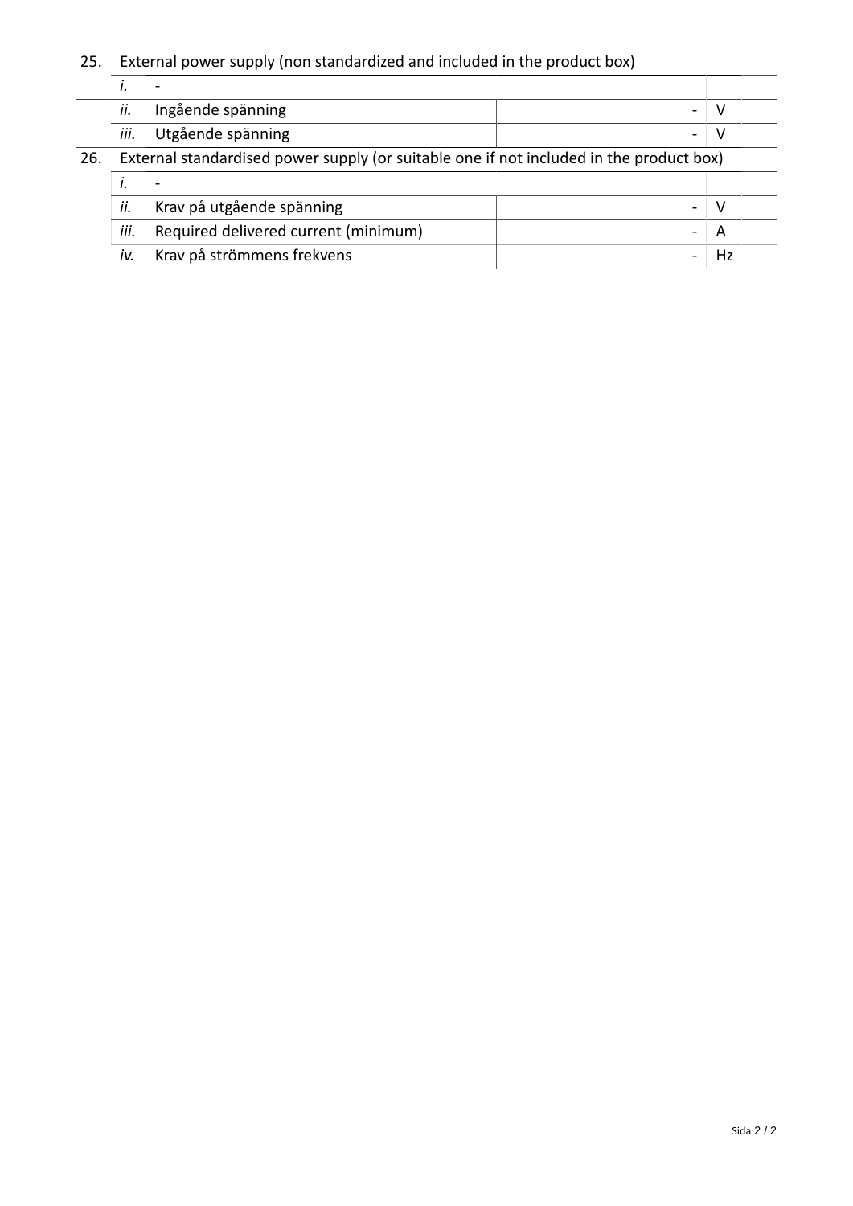| | | | | |
|---|---|---|---|---|
| 25. | External power supply (non standardized and included in the product box) | | | |
| | *i.* | - | | |
| | *ii.* | Ingående spänning | - | V |
| | *iii.* | Utgående spänning | - | V |
| 26. | External standardised power supply (or suitable one if not included in the product box) | | | |
| | *i.* | - | | |
| | *ii.* | Krav på utgående spänning | - | V |
| | *iii.* | Required delivered current (minimum) | - | A |
| | *iv.* | Krav på strömmens frekvens | - | Hz |